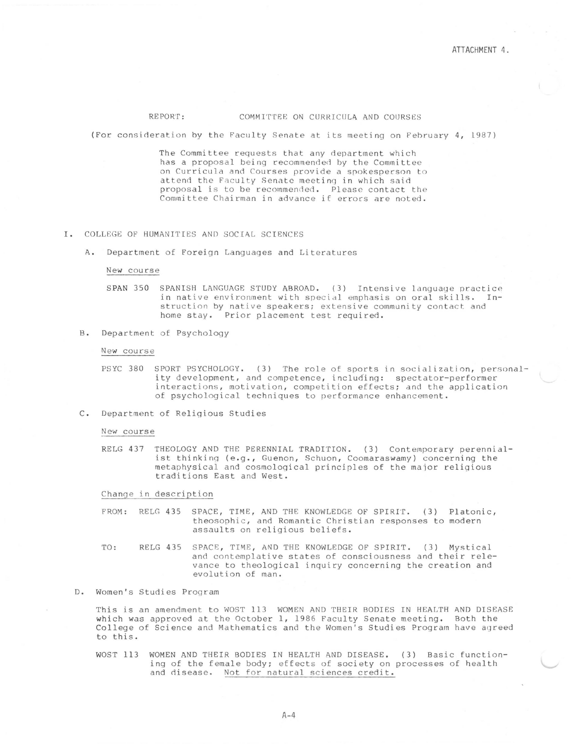ATTACHMENT 4.

# REPORT: COMMITTEE ON CURRICULA AND COURSES

(For consideration by the Faculty Senate at its meeting on February 4, 1987)

The Committee requests that any department which has a proposal being recommended by the Committee on Curricula and Courses provide a spokesperson to attend the Faculty Senate meeting in which said proposal is to be recommended. Please contact the Committee Chairman in advance if errors are noted.

## I. COLLEGE OF HUMANITIES AND SOCIAL SCIENCES

### A. Department of Foreign Languages and Literatures

New course

SPAN 350 SPANISH LANGUAGE STUDY ABROAD. (3) Intensive language practice in native environment with special emphasis on oral skills. Instruction by native speakers; extensive community contact and home stay. Prior placement test required.

### B. Department of Psychology

New course

PSYC 380 SPORT PSYCHOLOGY. (3) The role of sports in socialization, personality development, and competence, including: spectator-performer interactions, motivation, competition effects; and the application of psychological techniques to performance enhancement.

### C. Department of Religious Studies

New course

RELG 437 THEOLOGY AND THE PERENNIAL TRADITION. (3) Contemporary perennialist thinking (e.g., Guenon, Schuon, Coomaraswamy) concerning the metaphysical and cosmological principles of the major religious traditions East and West.

Change in description

FROM: RELG 435 SPACE, TIME, AND THE KNOWLEDGE OF SPIRIT. (3) Platonic, theosophic, and Romantic Christian responses to modern assaults on religious beliefs.

TO: RELG 435 SPACE, TIME, AND THE KNOWLEDGE OF SPIRIT. (3) Mystical and contemplative states of consciousness and their relevance to theological inquiry concerning the creation and evolution of man.

### D. Women's Studies Program

This is an amendment to WOST 113 WOMEN AND THEIR BODIES IN HEALTH AND DISEASE which was approved at the October 1, 1986 Faculty Senate meeting. Both the College of Science and Mathematics and the Women's Studies Program have agreed to this.

WOST 113 WOMEN AND THEIR BODIES IN HEALTH AND DISEASE. (3) Basic functioning of the female body; effects of society on processes of health and disease. Not for natural sciences credit.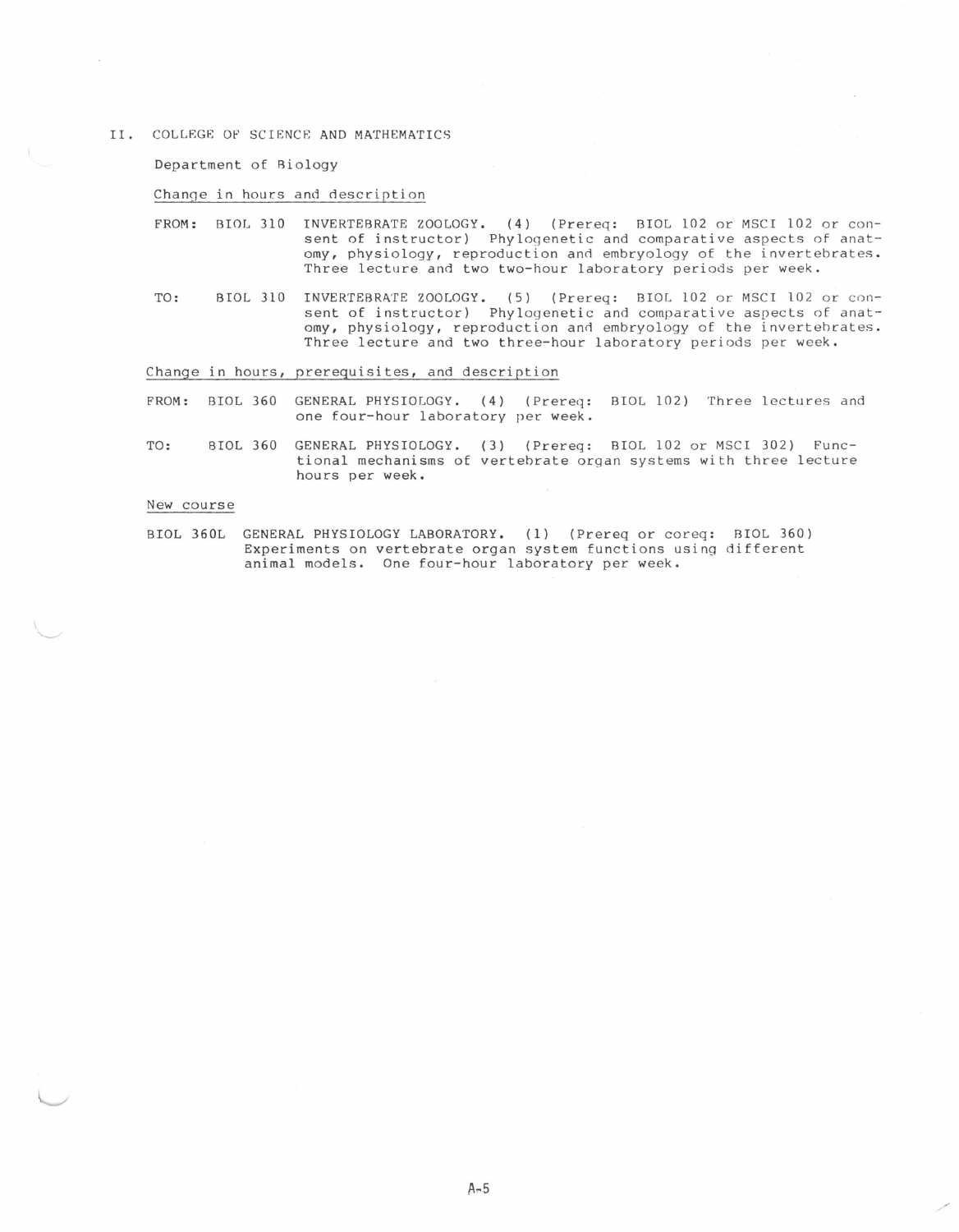## II. COLLEGE OF SCIENCE AND MATHEMATICS

### Department of Biology

<u>Change in hours and description</u>

FROM: BIOL 310 INVERTEBRATE ZOOLOGY. (4) (Prereq: BIOL 102 or MSCI 102 or consent of instructor) Phylogenetic and comparative aspects of anatomy, physiology, reproduction and embryology of the invertebrates. Three lecture and two two-hour laboratory periods per week.

TO: BIOL 310 INVERTEBRATE ZOOLOGY. (5) (Prereq: BIOL 102 or MSCI 102 or consent of instructor) Phylogenetic and comparative aspects of anatomy, physiology, reproduction and embryology of the invertebrates. Three lecture and two three-hour laboratory periods per week.

<u>Change in hours, prerequisites, and description</u>

FROM: BIOL 360 GENERAL PHYSIOLOGY. (4) (Prereq: BIOL 102) Three lectures and one four-hour laboratory per week.

TO: BIOL 360 GENERAL PHYSIOLOGY. (3) (Prereq: BIOL 102 or MSCI 302) Functional mechanisms of vertebrate organ systems with three lecture hours per week.

<u>New course</u>

BIOL 360L GENERAL PHYSIOLOGY LABORATORY. (1) (Prereq or coreq: BIOL 360) Experiments on vertebrate organ system functions using different animal models. One four-hour laboratory per week.